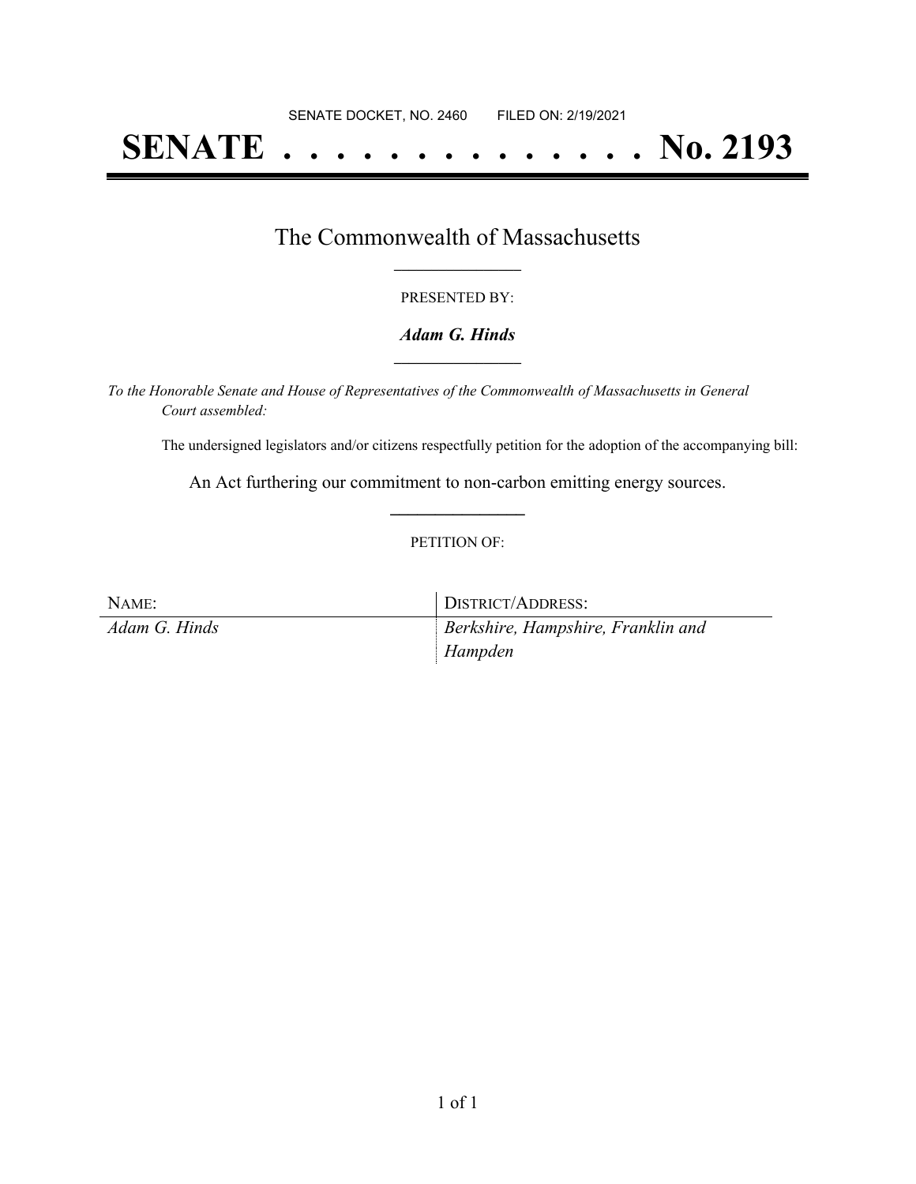SENATE DOCKET, NO. 2460        FILED ON: 2/19/2021

# SENATE . . . . . . . . . . . . . . No. 2193

## The Commonwealth of Massachusetts

PRESENTED BY:

***Adam G. Hinds***

*To the Honorable Senate and House of Representatives of the Commonwealth of Massachusetts in General Court assembled:*

The undersigned legislators and/or citizens respectfully petition for the adoption of the accompanying bill:

An Act furthering our commitment to non-carbon emitting energy sources.

PETITION OF:

| NAME: | DISTRICT/ADDRESS: |
| --- | --- |
| *Adam G. Hinds* | *Berkshire, Hampshire, Franklin and Hampden* |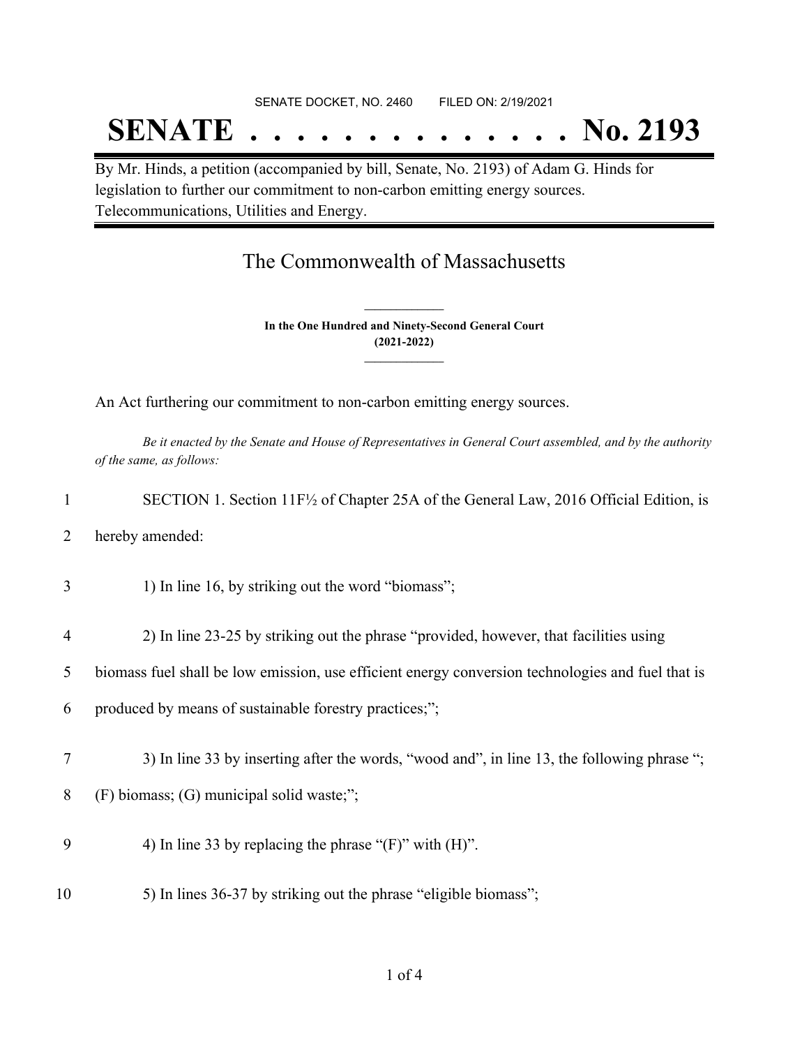SENATE DOCKET, NO. 2460 FILED ON: 2/19/2021

# SENATE . . . . . . . . . . . . . . No. 2193

By Mr. Hinds, a petition (accompanied by bill, Senate, No. 2193) of Adam G. Hinds for legislation to further our commitment to non-carbon emitting energy sources. Telecommunications, Utilities and Energy.

## The Commonwealth of Massachusetts

**In the One Hundred and Ninety-Second General Court**
**(2021-2022)**

An Act furthering our commitment to non-carbon emitting energy sources.

*Be it enacted by the Senate and House of Representatives in General Court assembled, and by the authority of the same, as follows:*

1 SECTION 1. Section 11F½ of Chapter 25A of the General Law, 2016 Official Edition, is
2 hereby amended:

3 1) In line 16, by striking out the word "biomass";

4 2) In line 23-25 by striking out the phrase "provided, however, that facilities using
5 biomass fuel shall be low emission, use efficient energy conversion technologies and fuel that is
6 produced by means of sustainable forestry practices;";

7 3) In line 33 by inserting after the words, "wood and", in line 13, the following phrase ";
8 (F) biomass; (G) municipal solid waste;";

9 4) In line 33 by replacing the phrase "(F)" with (H)".

10 5) In lines 36-37 by striking out the phrase "eligible biomass";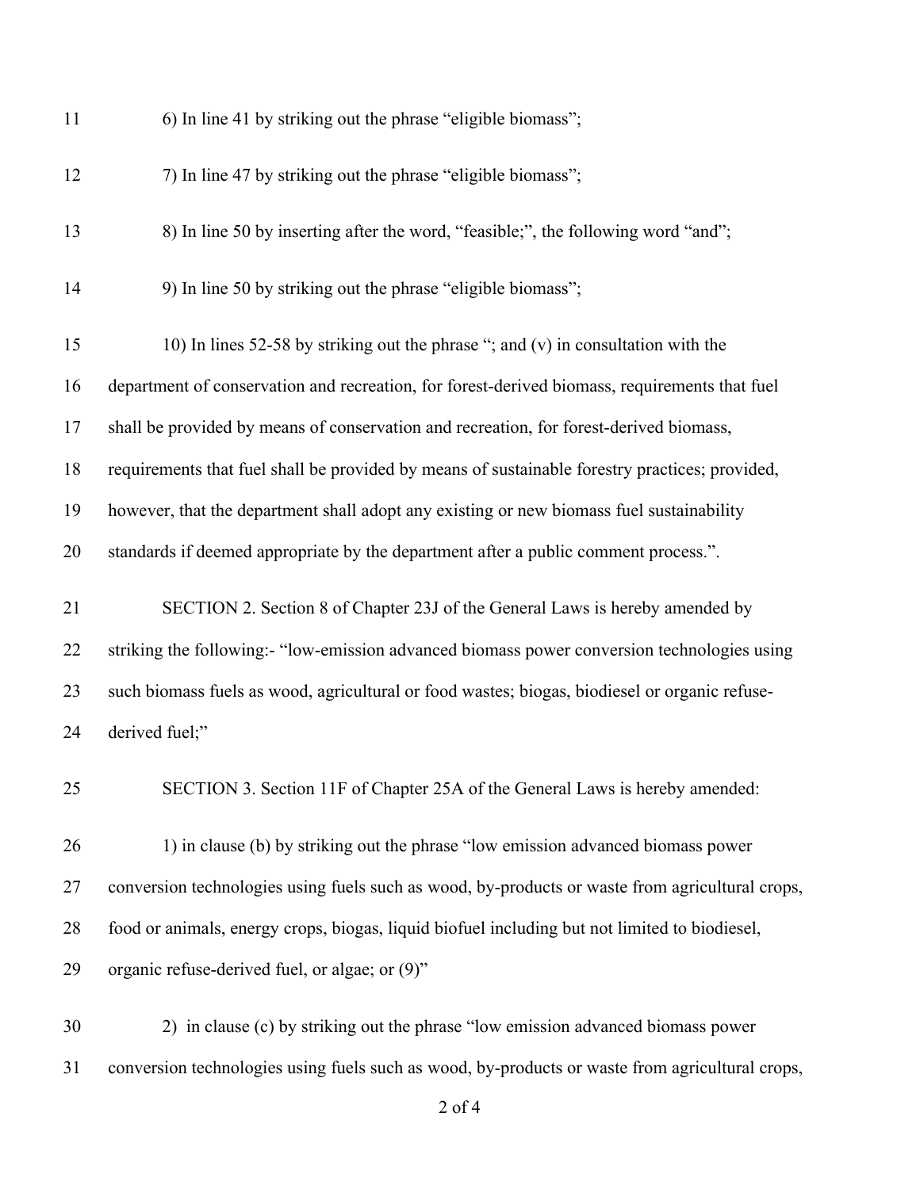6) In line 41 by striking out the phrase "eligible biomass";

7) In line 47 by striking out the phrase "eligible biomass";

8) In line 50 by inserting after the word, "feasible;", the following word "and";

9) In line 50 by striking out the phrase "eligible biomass";

10) In lines 52-58 by striking out the phrase "; and (v) in consultation with the department of conservation and recreation, for forest-derived biomass, requirements that fuel shall be provided by means of conservation and recreation, for forest-derived biomass, requirements that fuel shall be provided by means of sustainable forestry practices; provided, however, that the department shall adopt any existing or new biomass fuel sustainability standards if deemed appropriate by the department after a public comment process.".

SECTION 2. Section 8 of Chapter 23J of the General Laws is hereby amended by striking the following:- "low-emission advanced biomass power conversion technologies using such biomass fuels as wood, agricultural or food wastes; biogas, biodiesel or organic refuse-derived fuel;"

SECTION 3. Section 11F of Chapter 25A of the General Laws is hereby amended:

1) in clause (b) by striking out the phrase "low emission advanced biomass power conversion technologies using fuels such as wood, by-products or waste from agricultural crops, food or animals, energy crops, biogas, liquid biofuel including but not limited to biodiesel, organic refuse-derived fuel, or algae; or (9)"

2) in clause (c) by striking out the phrase "low emission advanced biomass power conversion technologies using fuels such as wood, by-products or waste from agricultural crops,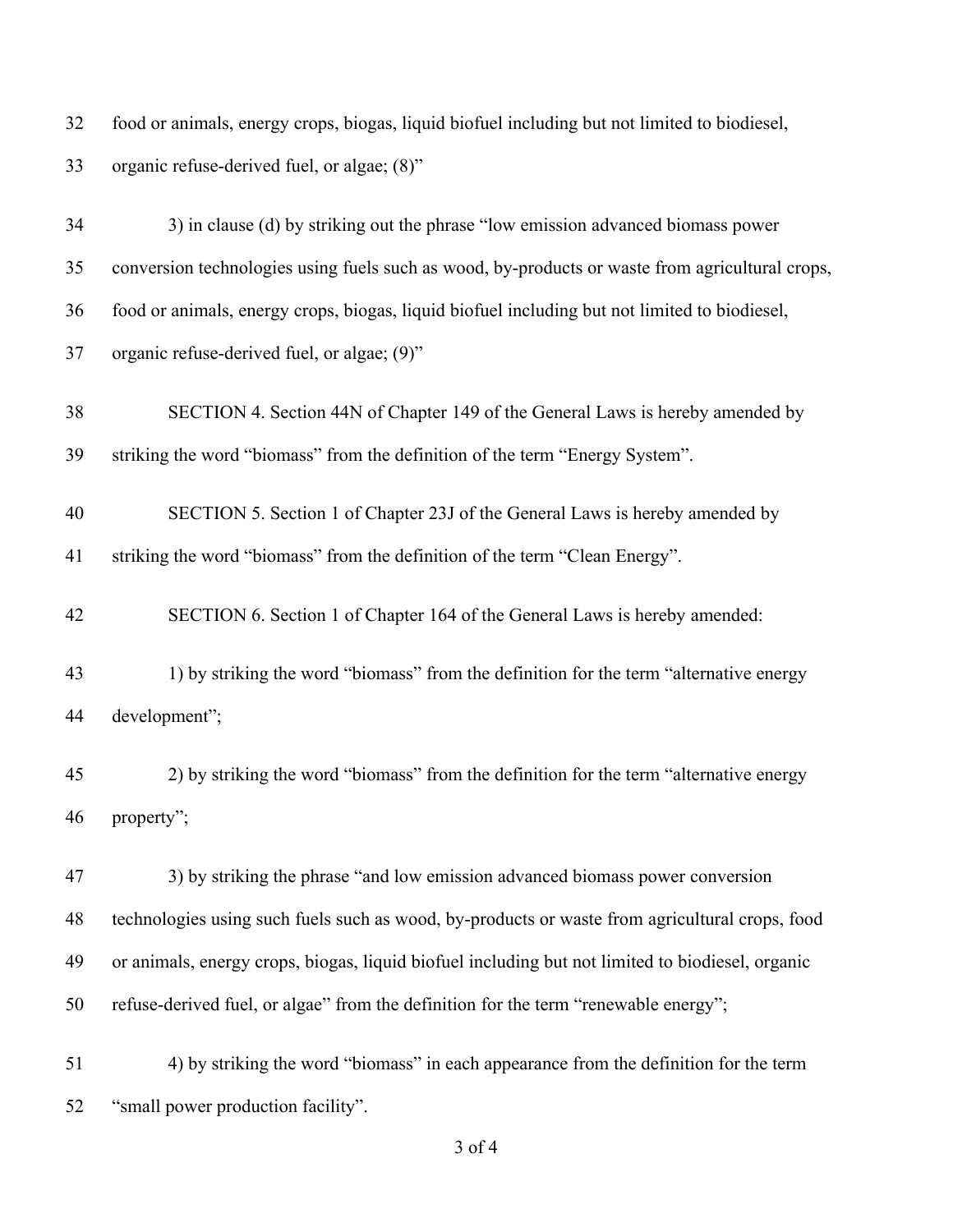food or animals, energy crops, biogas, liquid biofuel including but not limited to biodiesel, organic refuse-derived fuel, or algae; (8)"

3) in clause (d) by striking out the phrase "low emission advanced biomass power conversion technologies using fuels such as wood, by-products or waste from agricultural crops, food or animals, energy crops, biogas, liquid biofuel including but not limited to biodiesel, organic refuse-derived fuel, or algae; (9)"

SECTION 4. Section 44N of Chapter 149 of the General Laws is hereby amended by striking the word "biomass" from the definition of the term "Energy System".

SECTION 5. Section 1 of Chapter 23J of the General Laws is hereby amended by striking the word "biomass" from the definition of the term "Clean Energy".

SECTION 6. Section 1 of Chapter 164 of the General Laws is hereby amended:

1) by striking the word "biomass" from the definition for the term "alternative energy development";

2) by striking the word "biomass" from the definition for the term "alternative energy property";

3) by striking the phrase "and low emission advanced biomass power conversion technologies using such fuels such as wood, by-products or waste from agricultural crops, food or animals, energy crops, biogas, liquid biofuel including but not limited to biodiesel, organic refuse-derived fuel, or algae" from the definition for the term "renewable energy";

4) by striking the word "biomass" in each appearance from the definition for the term "small power production facility".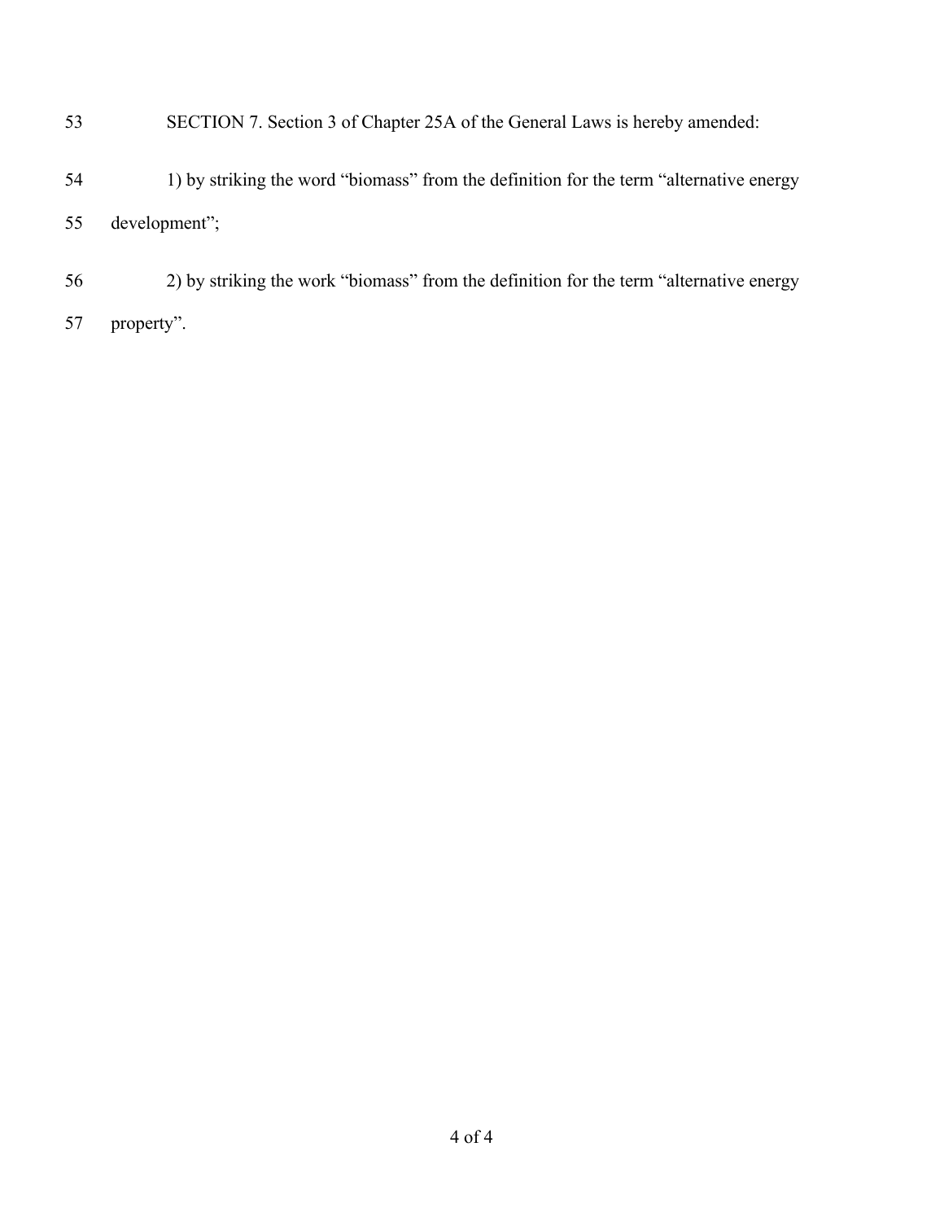SECTION 7. Section 3 of Chapter 25A of the General Laws is hereby amended:

1) by striking the word "biomass" from the definition for the term "alternative energy development";

2) by striking the work "biomass" from the definition for the term "alternative energy property".